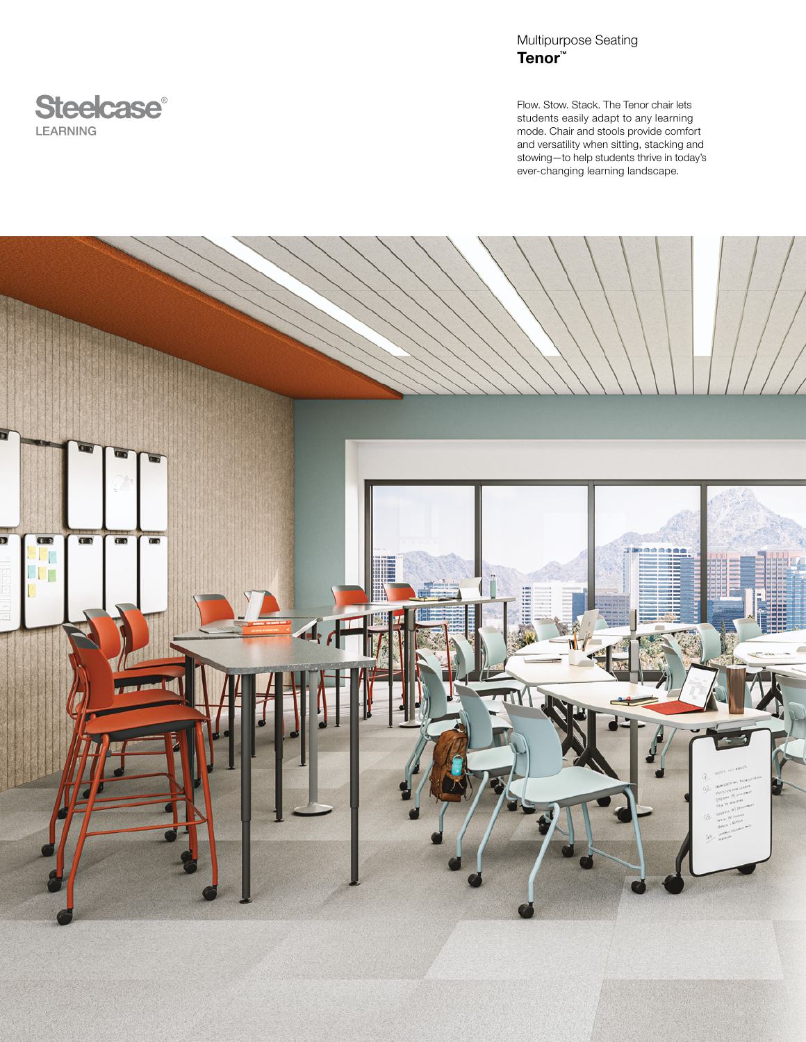Steelcase®
LEARNING

Multipurpose Seating

# Tenor™

Flow. Stow. Stack. The Tenor chair lets students easily adapt to any learning mode. Chair and stools provide comfort and versatility when sitting, stacking and stowing—to help students thrive in today's ever-changing learning landscape.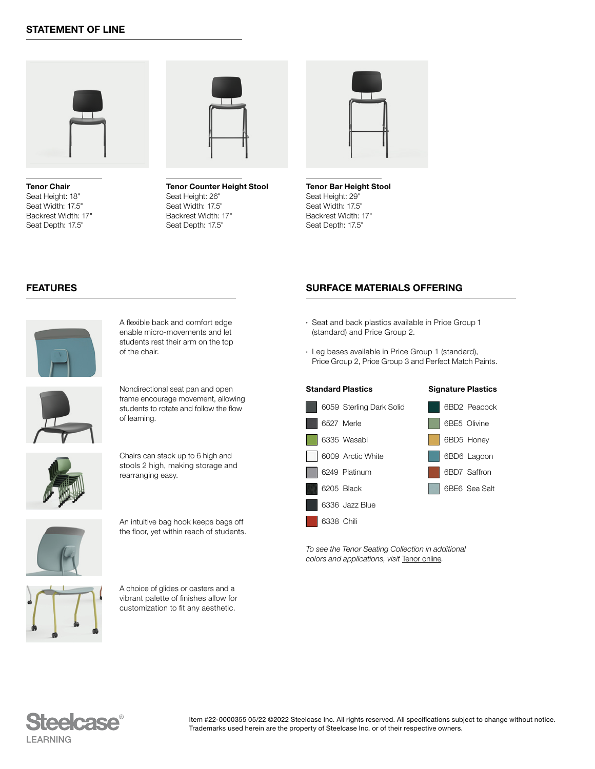## STATEMENT OF LINE

**Tenor Chair**
Seat Height: 18"
Seat Width: 17.5"
Backrest Width: 17"
Seat Depth: 17.5"

**Tenor Counter Height Stool**
Seat Height: 26"
Seat Width: 17.5"
Backrest Width: 17"
Seat Depth: 17.5"

**Tenor Bar Height Stool**
Seat Height: 29"
Seat Width: 17.5"
Backrest Width: 17"
Seat Depth: 17.5"

## FEATURES

A flexible back and comfort edge enable micro-movements and let students rest their arm on the top of the chair.

Nondirectional seat pan and open frame encourage movement, allowing students to rotate and follow the flow of learning.

Chairs can stack up to 6 high and stools 2 high, making storage and rearranging easy.

An intuitive bag hook keeps bags off the floor, yet within reach of students.

A choice of glides or casters and a vibrant palette of finishes allow for customization to fit any aesthetic.

## SURFACE MATERIALS OFFERING

- Seat and back plastics available in Price Group 1 (standard) and Price Group 2.
- Leg bases available in Price Group 1 (standard), Price Group 2, Price Group 3 and Perfect Match Paints.

| Standard Plastics | Signature Plastics |
|---|---|
| 6059 Sterling Dark Solid | 6BD2 Peacock |
| 6527 Merle | 6BE5 Olivine |
| 6335 Wasabi | 6BD5 Honey |
| 6009 Arctic White | 6BD6 Lagoon |
| 6249 Platinum | 6BD7 Saffron |
| 6205 Black | 6BE6 Sea Salt |
| 6336 Jazz Blue | |
| 6338 Chili | |

*To see the Tenor Seating Collection in additional colors and applications, visit Tenor online.*

Steelcase® LEARNING

Item #22-0000355 05/22 ©2022 Steelcase Inc. All rights reserved. All specifications subject to change without notice. Trademarks used herein are the property of Steelcase Inc. or of their respective owners.